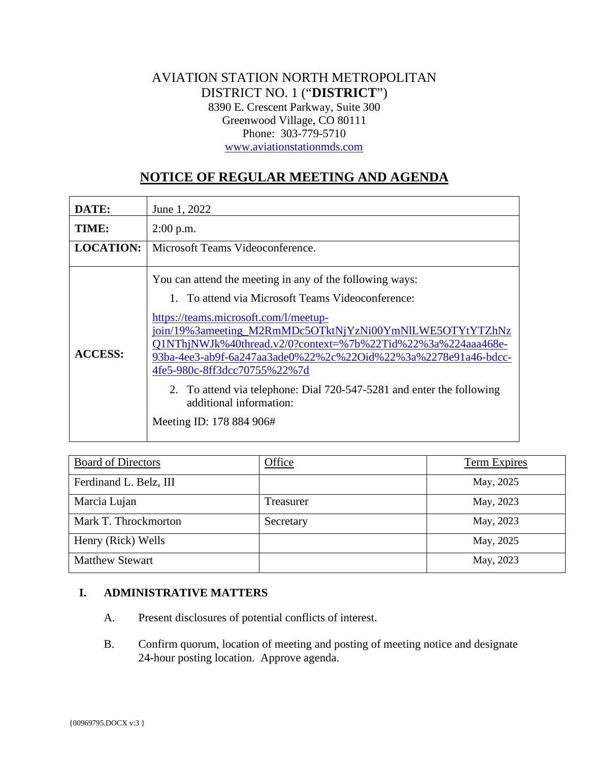AVIATION STATION NORTH METROPOLITAN
DISTRICT NO. 1 ("**DISTRICT**")
8390 E. Crescent Parkway, Suite 300
Greenwood Village, CO 80111
Phone: 303-779-5710
www.aviationstationmds.com

# NOTICE OF REGULAR MEETING AND AGENDA

| | |
|---|---|
| **DATE:** | June 1, 2022 |
| **TIME:** | 2:00 p.m. |
| **LOCATION:** | Microsoft Teams Videoconference. |
| **ACCESS:** | You can attend the meeting in any of the following ways:<br>1. To attend via Microsoft Teams Videoconference:<br>https://teams.microsoft.com/l/meetup-join/19%3ameeting_M2RmMDc5OTktNjYzNi00YmNlLWE5OTYtYTZhNzQ1NThjNWJk%40thread.v2/0?context=%7b%22Tid%22%3a%224aaa468e-93ba-4ee3-ab9f-6a247aa3ade0%22%2c%22Oid%22%3a%2278e91a46-bdcc-4fe5-980c-8ff3dcc70755%22%7d<br>2. To attend via telephone: Dial 720-547-5281 and enter the following additional information:<br>Meeting ID: 178 884 906# |

| Board of Directors | Office | Term Expires |
|---|---|---|
| Ferdinand L. Belz, III | | May, 2025 |
| Marcia Lujan | Treasurer | May, 2023 |
| Mark T. Throckmorton | Secretary | May, 2023 |
| Henry (Rick) Wells | | May, 2025 |
| Matthew Stewart | | May, 2023 |

## I. ADMINISTRATIVE MATTERS

A. Present disclosures of potential conflicts of interest.

B. Confirm quorum, location of meeting and posting of meeting notice and designate 24-hour posting location. Approve agenda.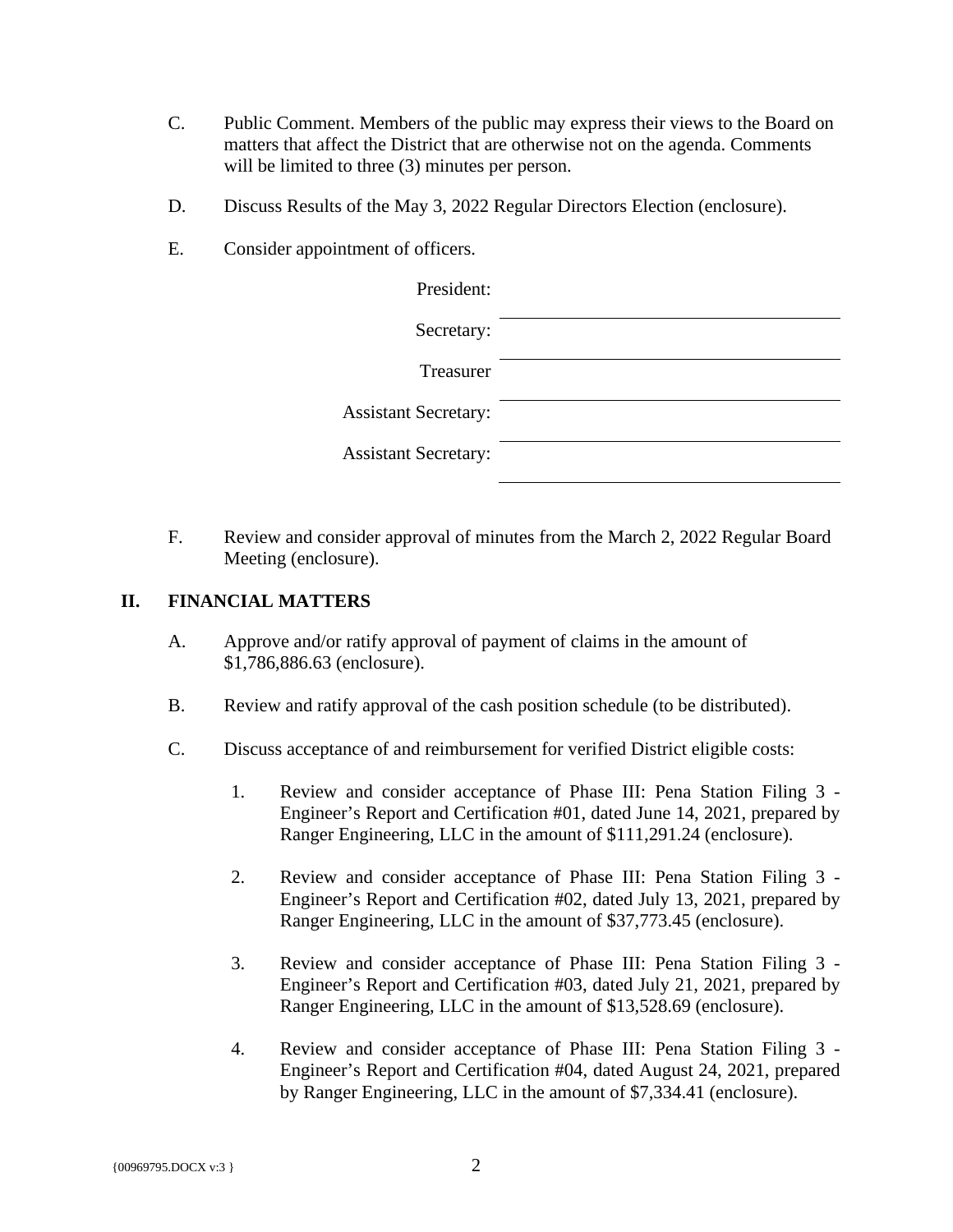C. Public Comment. Members of the public may express their views to the Board on matters that affect the District that are otherwise not on the agenda. Comments will be limited to three (3) minutes per person.

D. Discuss Results of the May 3, 2022 Regular Directors Election (enclosure).

E. Consider appointment of officers.

President: ______________________________

Secretary: ______________________________

Treasurer ______________________________

Assistant Secretary: ______________________________

Assistant Secretary: ______________________________

F. Review and consider approval of minutes from the March 2, 2022 Regular Board Meeting (enclosure).

## II. FINANCIAL MATTERS

A. Approve and/or ratify approval of payment of claims in the amount of $1,786,886.63 (enclosure).

B. Review and ratify approval of the cash position schedule (to be distributed).

C. Discuss acceptance of and reimbursement for verified District eligible costs:

1. Review and consider acceptance of Phase III: Pena Station Filing 3 - Engineer's Report and Certification #01, dated June 14, 2021, prepared by Ranger Engineering, LLC in the amount of $111,291.24 (enclosure).

2. Review and consider acceptance of Phase III: Pena Station Filing 3 - Engineer's Report and Certification #02, dated July 13, 2021, prepared by Ranger Engineering, LLC in the amount of $37,773.45 (enclosure).

3. Review and consider acceptance of Phase III: Pena Station Filing 3 - Engineer's Report and Certification #03, dated July 21, 2021, prepared by Ranger Engineering, LLC in the amount of $13,528.69 (enclosure).

4. Review and consider acceptance of Phase III: Pena Station Filing 3 - Engineer's Report and Certification #04, dated August 24, 2021, prepared by Ranger Engineering, LLC in the amount of $7,334.41 (enclosure).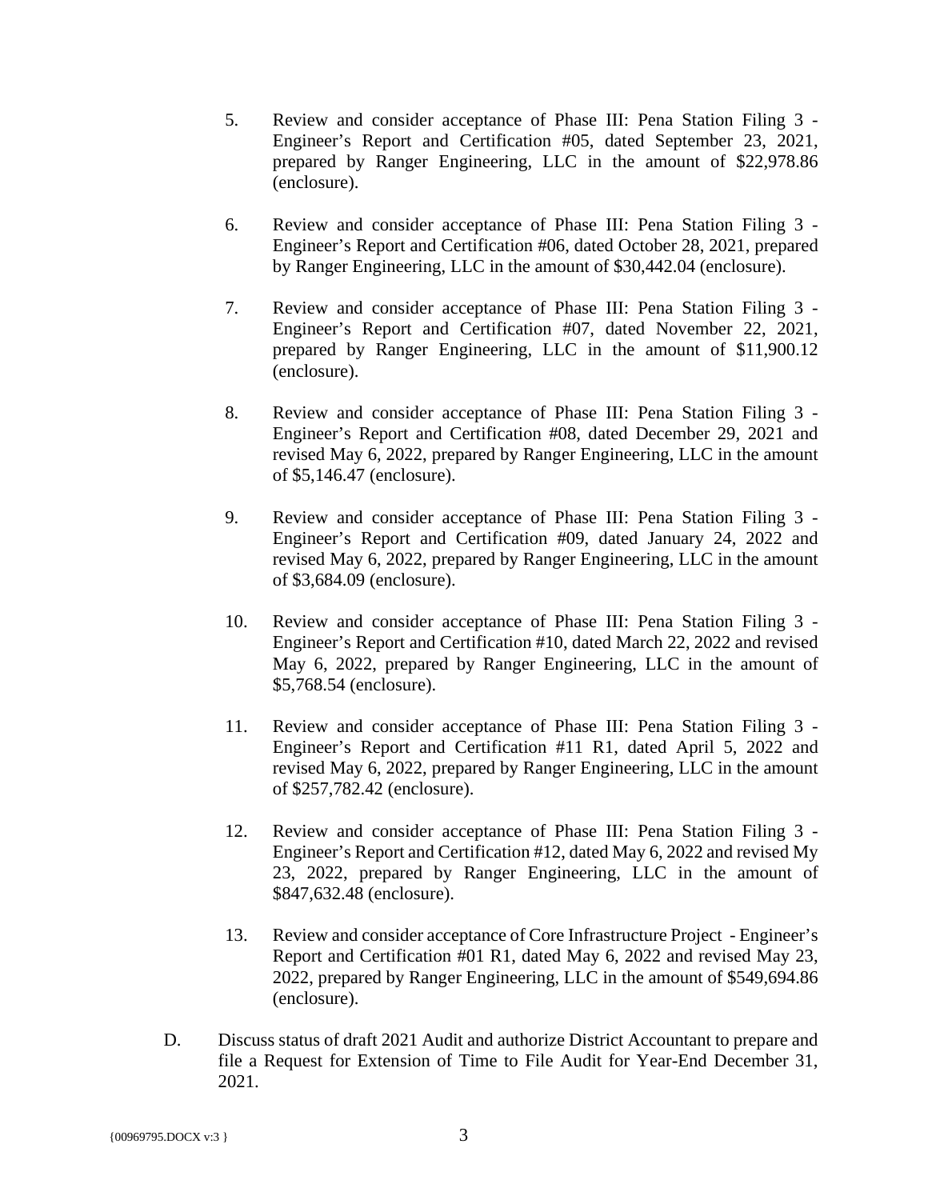5. Review and consider acceptance of Phase III: Pena Station Filing 3 - Engineer's Report and Certification #05, dated September 23, 2021, prepared by Ranger Engineering, LLC in the amount of $22,978.86 (enclosure).

6. Review and consider acceptance of Phase III: Pena Station Filing 3 - Engineer's Report and Certification #06, dated October 28, 2021, prepared by Ranger Engineering, LLC in the amount of $30,442.04 (enclosure).

7. Review and consider acceptance of Phase III: Pena Station Filing 3 - Engineer's Report and Certification #07, dated November 22, 2021, prepared by Ranger Engineering, LLC in the amount of $11,900.12 (enclosure).

8. Review and consider acceptance of Phase III: Pena Station Filing 3 - Engineer's Report and Certification #08, dated December 29, 2021 and revised May 6, 2022, prepared by Ranger Engineering, LLC in the amount of $5,146.47 (enclosure).

9. Review and consider acceptance of Phase III: Pena Station Filing 3 - Engineer's Report and Certification #09, dated January 24, 2022 and revised May 6, 2022, prepared by Ranger Engineering, LLC in the amount of $3,684.09 (enclosure).

10. Review and consider acceptance of Phase III: Pena Station Filing 3 - Engineer's Report and Certification #10, dated March 22, 2022 and revised May 6, 2022, prepared by Ranger Engineering, LLC in the amount of $5,768.54 (enclosure).

11. Review and consider acceptance of Phase III: Pena Station Filing 3 - Engineer's Report and Certification #11 R1, dated April 5, 2022 and revised May 6, 2022, prepared by Ranger Engineering, LLC in the amount of $257,782.42 (enclosure).

12. Review and consider acceptance of Phase III: Pena Station Filing 3 - Engineer's Report and Certification #12, dated May 6, 2022 and revised My 23, 2022, prepared by Ranger Engineering, LLC in the amount of $847,632.48 (enclosure).

13. Review and consider acceptance of Core Infrastructure Project - Engineer's Report and Certification #01 R1, dated May 6, 2022 and revised May 23, 2022, prepared by Ranger Engineering, LLC in the amount of $549,694.86 (enclosure).

D. Discuss status of draft 2021 Audit and authorize District Accountant to prepare and file a Request for Extension of Time to File Audit for Year-End December 31, 2021.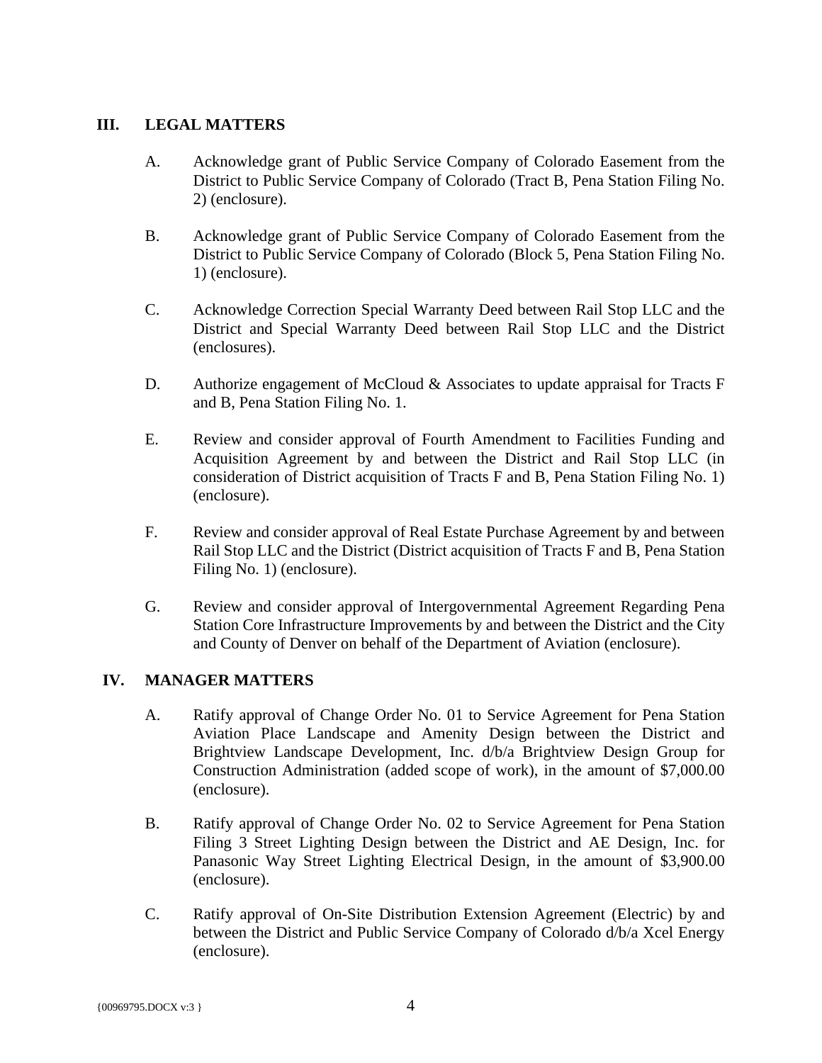## III. LEGAL MATTERS

A. Acknowledge grant of Public Service Company of Colorado Easement from the District to Public Service Company of Colorado (Tract B, Pena Station Filing No. 2) (enclosure).

B. Acknowledge grant of Public Service Company of Colorado Easement from the District to Public Service Company of Colorado (Block 5, Pena Station Filing No. 1) (enclosure).

C. Acknowledge Correction Special Warranty Deed between Rail Stop LLC and the District and Special Warranty Deed between Rail Stop LLC and the District (enclosures).

D. Authorize engagement of McCloud & Associates to update appraisal for Tracts F and B, Pena Station Filing No. 1.

E. Review and consider approval of Fourth Amendment to Facilities Funding and Acquisition Agreement by and between the District and Rail Stop LLC (in consideration of District acquisition of Tracts F and B, Pena Station Filing No. 1) (enclosure).

F. Review and consider approval of Real Estate Purchase Agreement by and between Rail Stop LLC and the District (District acquisition of Tracts F and B, Pena Station Filing No. 1) (enclosure).

G. Review and consider approval of Intergovernmental Agreement Regarding Pena Station Core Infrastructure Improvements by and between the District and the City and County of Denver on behalf of the Department of Aviation (enclosure).

## IV. MANAGER MATTERS

A. Ratify approval of Change Order No. 01 to Service Agreement for Pena Station Aviation Place Landscape and Amenity Design between the District and Brightview Landscape Development, Inc. d/b/a Brightview Design Group for Construction Administration (added scope of work), in the amount of $7,000.00 (enclosure).

B. Ratify approval of Change Order No. 02 to Service Agreement for Pena Station Filing 3 Street Lighting Design between the District and AE Design, Inc. for Panasonic Way Street Lighting Electrical Design, in the amount of $3,900.00 (enclosure).

C. Ratify approval of On-Site Distribution Extension Agreement (Electric) by and between the District and Public Service Company of Colorado d/b/a Xcel Energy (enclosure).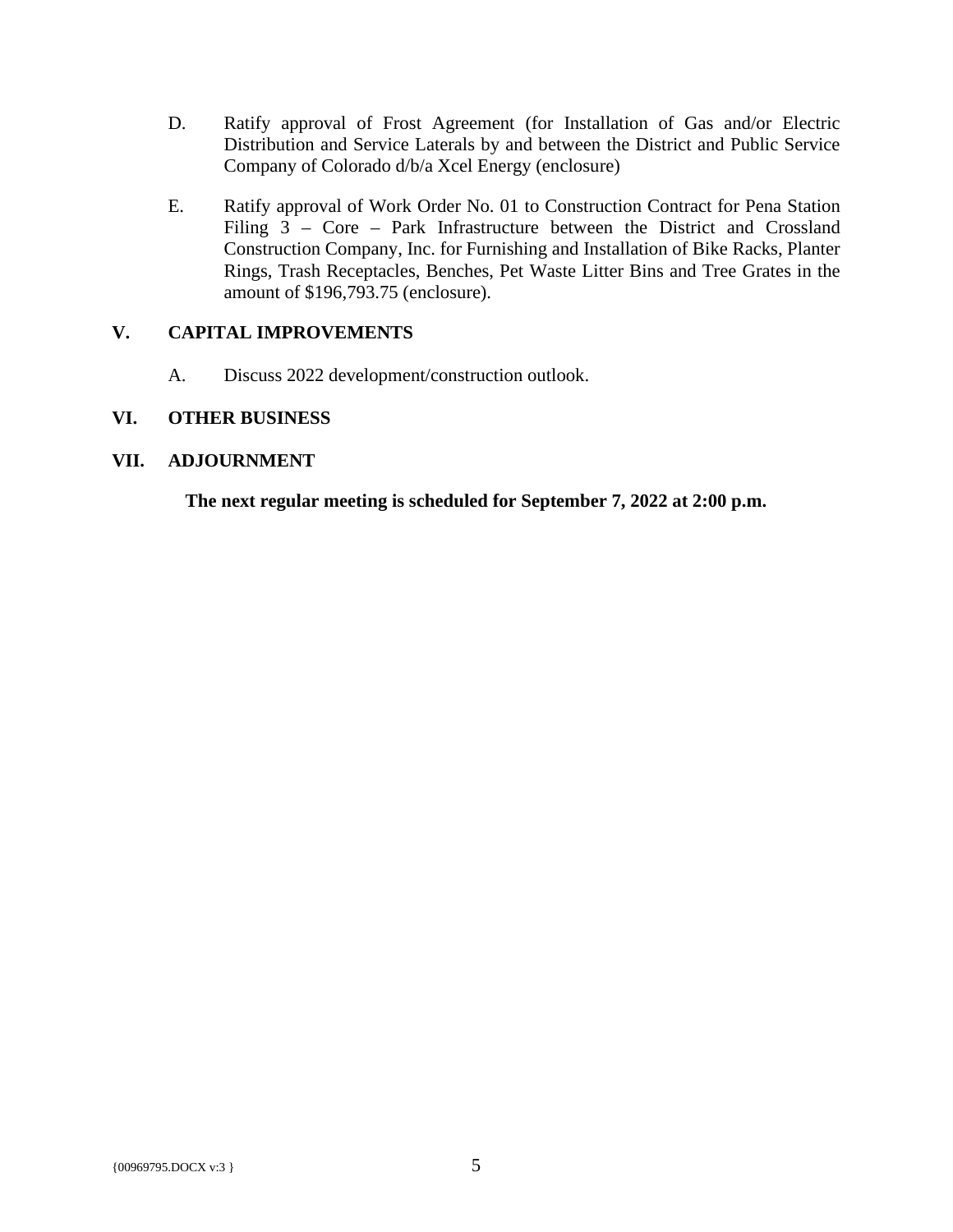D. Ratify approval of Frost Agreement (for Installation of Gas and/or Electric Distribution and Service Laterals by and between the District and Public Service Company of Colorado d/b/a Xcel Energy (enclosure)

E. Ratify approval of Work Order No. 01 to Construction Contract for Pena Station Filing 3 – Core – Park Infrastructure between the District and Crossland Construction Company, Inc. for Furnishing and Installation of Bike Racks, Planter Rings, Trash Receptacles, Benches, Pet Waste Litter Bins and Tree Grates in the amount of $196,793.75 (enclosure).

## V. CAPITAL IMPROVEMENTS

A. Discuss 2022 development/construction outlook.

## VI. OTHER BUSINESS

## VII. ADJOURNMENT

**The next regular meeting is scheduled for September 7, 2022 at 2:00 p.m.**

{00969795.DOCX v:3 }